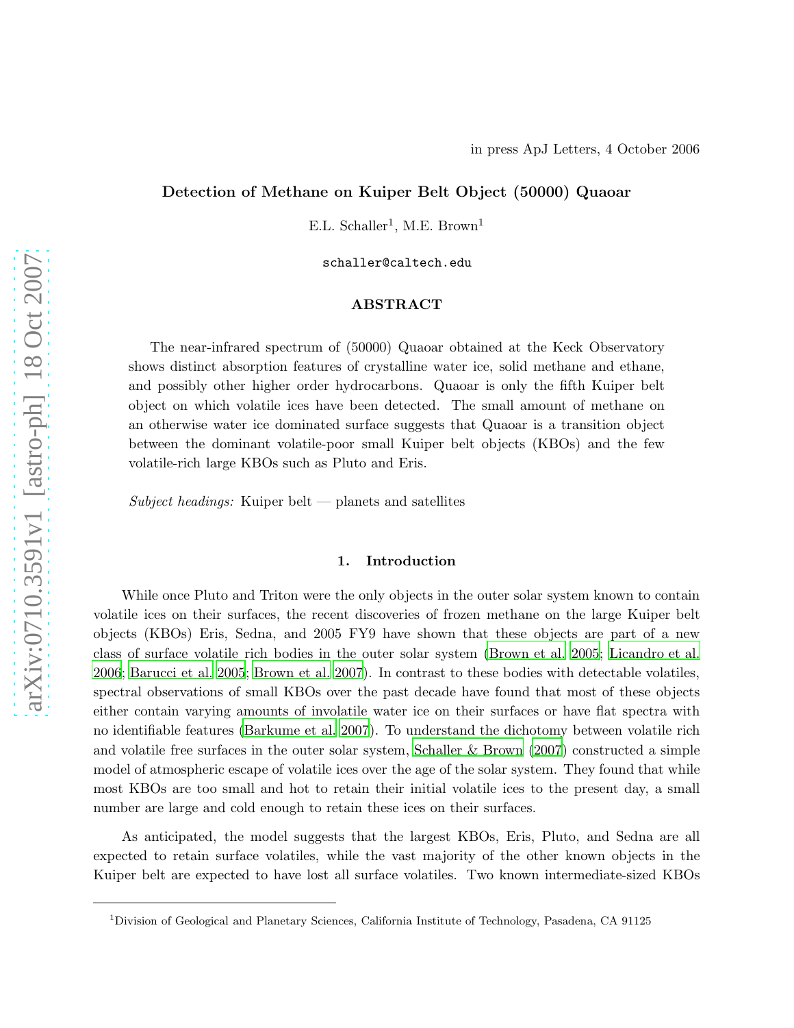in press ApJ Letters, 4 October 2006

# Detection of Methane on Kuiper Belt Object (50000) Quaoar

E.L. Schaller[1], M.E. Brown[1]

schaller@caltech.edu

## ABSTRACT

The near-infrared spectrum of (50000) Quaoar obtained at the Keck Observatory shows distinct absorption features of crystalline water ice, solid methane and ethane, and possibly other higher order hydrocarbons. Quaoar is only the fifth Kuiper belt object on which volatile ices have been detected. The small amount of methane on an otherwise water ice dominated surface suggests that Quaoar is a transition object between the dominant volatile-poor small Kuiper belt objects (KBOs) and the few volatile-rich large KBOs such as Pluto and Eris.

*Subject headings:* Kuiper belt — planets and satellites

## 1. Introduction

While once Pluto and Triton were the only objects in the outer solar system known to contain volatile ices on their surfaces, the recent discoveries of frozen methane on the large Kuiper belt objects (KBOs) Eris, Sedna, and 2005 FY9 have shown that these objects are part of a new class of surface volatile rich bodies in the outer solar system (Brown et al. 2005; Licandro et al. 2006; Barucci et al. 2005; Brown et al. 2007). In contrast to these bodies with detectable volatiles, spectral observations of small KBOs over the past decade have found that most of these objects either contain varying amounts of involatile water ice on their surfaces or have flat spectra with no identifiable features (Barkume et al. 2007). To understand the dichotomy between volatile rich and volatile free surfaces in the outer solar system, Schaller & Brown (2007) constructed a simple model of atmospheric escape of volatile ices over the age of the solar system. They found that while most KBOs are too small and hot to retain their initial volatile ices to the present day, a small number are large and cold enough to retain these ices on their surfaces.

As anticipated, the model suggests that the largest KBOs, Eris, Pluto, and Sedna are all expected to retain surface volatiles, while the vast majority of the other known objects in the Kuiper belt are expected to have lost all surface volatiles. Two known intermediate-sized KBOs

[1]Division of Geological and Planetary Sciences, California Institute of Technology, Pasadena, CA 91125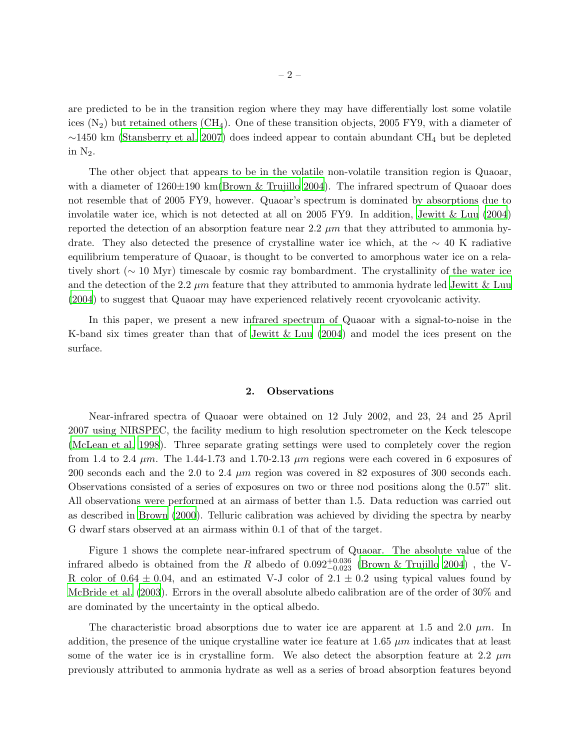are predicted to be in the transition region where they may have differentially lost some volatile ices ($N_2$) but retained others ($CH_4$). One of these transition objects, 2005 FY9, with a diameter of ∼1450 km (Stansberry et al. 2007) does indeed appear to contain abundant $CH_4$ but be depleted in $N_2$.

The other object that appears to be in the volatile non-volatile transition region is Quaoar, with a diameter of 1260±190 km(Brown & Trujillo 2004). The infrared spectrum of Quaoar does not resemble that of 2005 FY9, however. Quaoar's spectrum is dominated by absorptions due to involatile water ice, which is not detected at all on 2005 FY9. In addition, Jewitt & Luu (2004) reported the detection of an absorption feature near 2.2 $\mu m$ that they attributed to ammonia hydrate. They also detected the presence of crystalline water ice which, at the ∼ 40 K radiative equilibrium temperature of Quaoar, is thought to be converted to amorphous water ice on a relatively short (∼ 10 Myr) timescale by cosmic ray bombardment. The crystallinity of the water ice and the detection of the 2.2 $\mu m$ feature that they attributed to ammonia hydrate led Jewitt & Luu (2004) to suggest that Quaoar may have experienced relatively recent cryovolcanic activity.

In this paper, we present a new infrared spectrum of Quaoar with a signal-to-noise in the K-band six times greater than that of Jewitt & Luu (2004) and model the ices present on the surface.

## 2. Observations

Near-infrared spectra of Quaoar were obtained on 12 July 2002, and 23, 24 and 25 April 2007 using NIRSPEC, the facility medium to high resolution spectrometer on the Keck telescope (McLean et al. 1998). Three separate grating settings were used to completely cover the region from 1.4 to 2.4 $\mu m$. The 1.44-1.73 and 1.70-2.13 $\mu m$ regions were each covered in 6 exposures of 200 seconds each and the 2.0 to 2.4 $\mu m$ region was covered in 82 exposures of 300 seconds each. Observations consisted of a series of exposures on two or three nod positions along the 0.57" slit. All observations were performed at an airmass of better than 1.5. Data reduction was carried out as described in Brown (2000). Telluric calibration was achieved by dividing the spectra by nearby G dwarf stars observed at an airmass within 0.1 of that of the target.

Figure 1 shows the complete near-infrared spectrum of Quaoar. The absolute value of the infrared albedo is obtained from the $R$ albedo of $0.092^{+0.036}_{-0.023}$ (Brown & Trujillo 2004) , the V-R color of 0.64 ± 0.04, and an estimated V-J color of 2.1 ± 0.2 using typical values found by McBride et al. (2003). Errors in the overall absolute albedo calibration are of the order of 30% and are dominated by the uncertainty in the optical albedo.

The characteristic broad absorptions due to water ice are apparent at 1.5 and 2.0 $\mu m$. In addition, the presence of the unique crystalline water ice feature at 1.65 $\mu m$ indicates that at least some of the water ice is in crystalline form. We also detect the absorption feature at 2.2 $\mu m$ previously attributed to ammonia hydrate as well as a series of broad absorption features beyond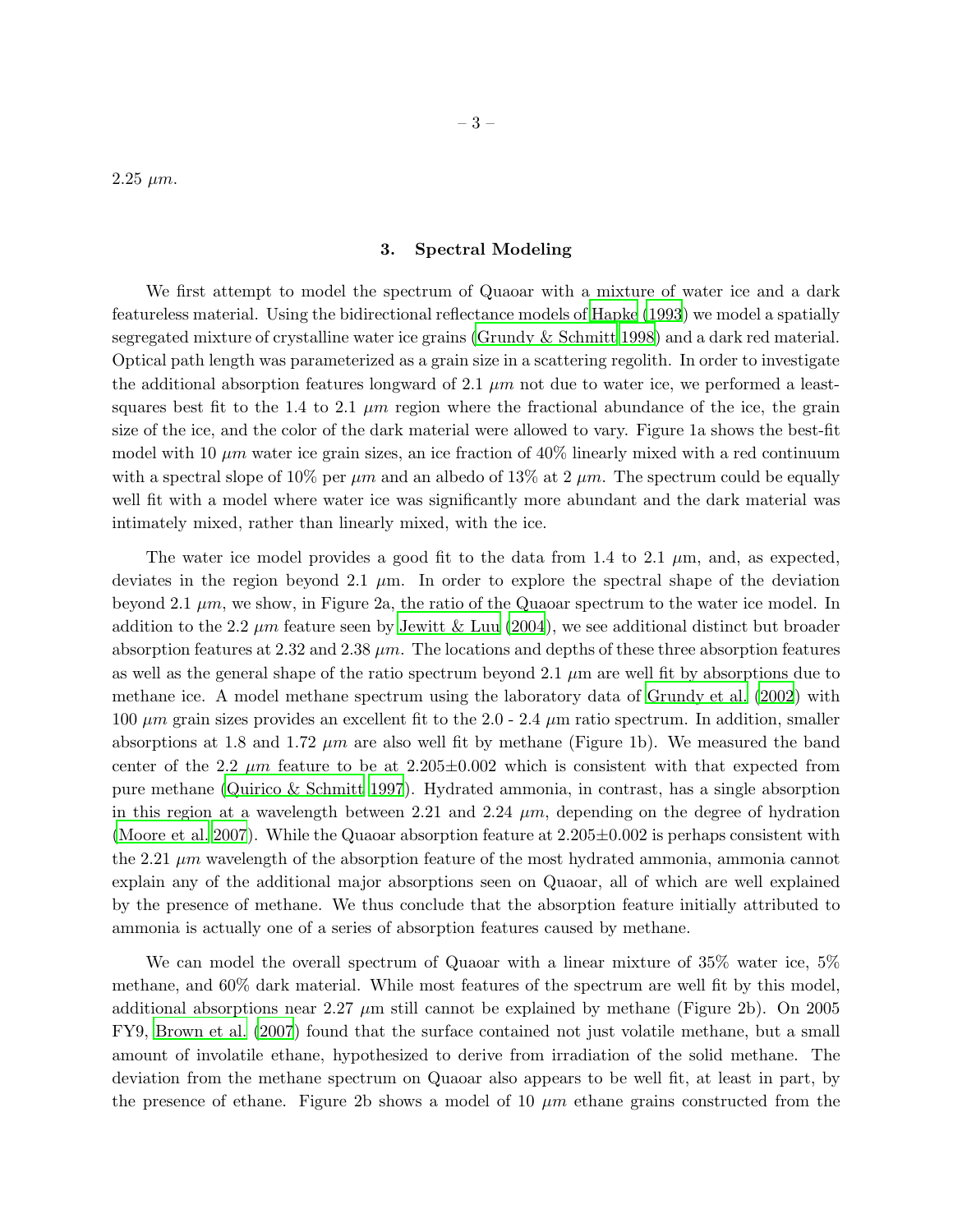2.25 $\mu m$.

## 3. Spectral Modeling

We first attempt to model the spectrum of Quaoar with a mixture of water ice and a dark featureless material. Using the bidirectional reflectance models of Hapke (1993) we model a spatially segregated mixture of crystalline water ice grains (Grundy & Schmitt 1998) and a dark red material. Optical path length was parameterized as a grain size in a scattering regolith. In order to investigate the additional absorption features longward of 2.1 $\mu m$ not due to water ice, we performed a least-squares best fit to the 1.4 to 2.1 $\mu m$ region where the fractional abundance of the ice, the grain size of the ice, and the color of the dark material were allowed to vary. Figure 1a shows the best-fit model with 10 $\mu m$ water ice grain sizes, an ice fraction of 40% linearly mixed with a red continuum with a spectral slope of 10% per $\mu m$ and an albedo of 13% at 2 $\mu m$. The spectrum could be equally well fit with a model where water ice was significantly more abundant and the dark material was intimately mixed, rather than linearly mixed, with the ice.

The water ice model provides a good fit to the data from 1.4 to 2.1 $\mu$m, and, as expected, deviates in the region beyond 2.1 $\mu$m. In order to explore the spectral shape of the deviation beyond 2.1 $\mu m$, we show, in Figure 2a, the ratio of the Quaoar spectrum to the water ice model. In addition to the 2.2 $\mu m$ feature seen by Jewitt & Luu (2004), we see additional distinct but broader absorption features at 2.32 and 2.38 $\mu m$. The locations and depths of these three absorption features as well as the general shape of the ratio spectrum beyond 2.1 $\mu$m are well fit by absorptions due to methane ice. A model methane spectrum using the laboratory data of Grundy et al. (2002) with 100 $\mu m$ grain sizes provides an excellent fit to the 2.0 - 2.4 $\mu$m ratio spectrum. In addition, smaller absorptions at 1.8 and 1.72 $\mu m$ are also well fit by methane (Figure 1b). We measured the band center of the 2.2 $\mu m$ feature to be at $2.205\pm0.002$ which is consistent with that expected from pure methane (Quirico & Schmitt 1997). Hydrated ammonia, in contrast, has a single absorption in this region at a wavelength between 2.21 and 2.24 $\mu m$, depending on the degree of hydration (Moore et al. 2007). While the Quaoar absorption feature at $2.205\pm0.002$ is perhaps consistent with the 2.21 $\mu m$ wavelength of the absorption feature of the most hydrated ammonia, ammonia cannot explain any of the additional major absorptions seen on Quaoar, all of which are well explained by the presence of methane. We thus conclude that the absorption feature initially attributed to ammonia is actually one of a series of absorption features caused by methane.

We can model the overall spectrum of Quaoar with a linear mixture of 35% water ice, 5% methane, and 60% dark material. While most features of the spectrum are well fit by this model, additional absorptions near 2.27 $\mu m$ still cannot be explained by methane (Figure 2b). On 2005 FY9, Brown et al. (2007) found that the surface contained not just volatile methane, but a small amount of involatile ethane, hypothesized to derive from irradiation of the solid methane. The deviation from the methane spectrum on Quaoar also appears to be well fit, at least in part, by the presence of ethane. Figure 2b shows a model of 10 $\mu m$ ethane grains constructed from the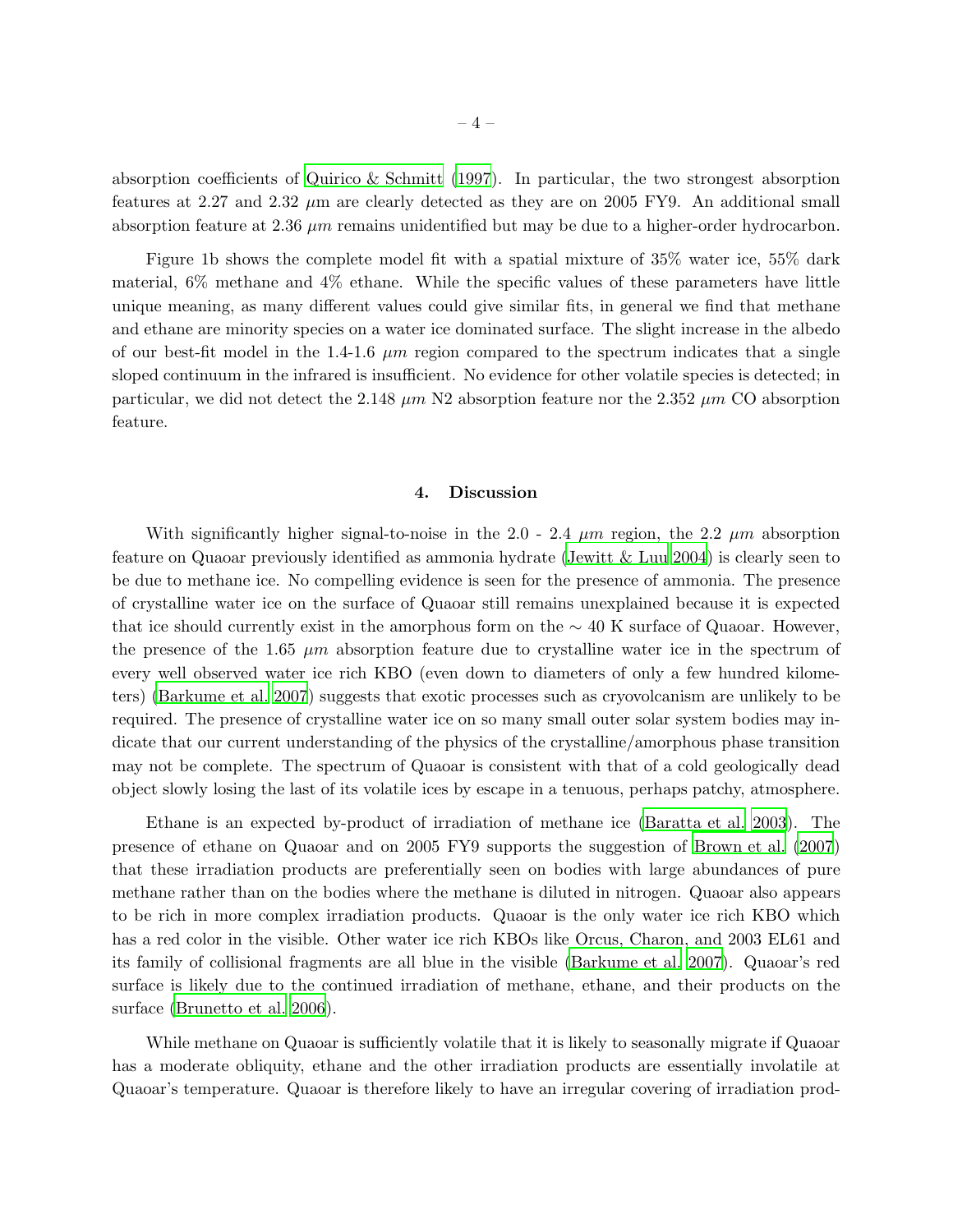absorption coefficients of Quirico & Schmitt (1997). In particular, the two strongest absorption features at 2.27 and 2.32 $\mu$m are clearly detected as they are on 2005 FY9. An additional small absorption feature at 2.36 $\mu m$ remains unidentified but may be due to a higher-order hydrocarbon.

Figure 1b shows the complete model fit with a spatial mixture of 35% water ice, 55% dark material, 6% methane and 4% ethane. While the specific values of these parameters have little unique meaning, as many different values could give similar fits, in general we find that methane and ethane are minority species on a water ice dominated surface. The slight increase in the albedo of our best-fit model in the 1.4-1.6 $\mu m$ region compared to the spectrum indicates that a single sloped continuum in the infrared is insufficient. No evidence for other volatile species is detected; in particular, we did not detect the 2.148 $\mu m$ N2 absorption feature nor the 2.352 $\mu m$ CO absorption feature.

## 4. Discussion

With significantly higher signal-to-noise in the 2.0 - 2.4 $\mu m$ region, the 2.2 $\mu m$ absorption feature on Quaoar previously identified as ammonia hydrate (Jewitt & Luu 2004) is clearly seen to be due to methane ice. No compelling evidence is seen for the presence of ammonia. The presence of crystalline water ice on the surface of Quaoar still remains unexplained because it is expected that ice should currently exist in the amorphous form on the $\sim$ 40 K surface of Quaoar. However, the presence of the 1.65 $\mu m$ absorption feature due to crystalline water ice in the spectrum of every well observed water ice rich KBO (even down to diameters of only a few hundred kilometers) (Barkume et al. 2007) suggests that exotic processes such as cryovolcanism are unlikely to be required. The presence of crystalline water ice on so many small outer solar system bodies may indicate that our current understanding of the physics of the crystalline/amorphous phase transition may not be complete. The spectrum of Quaoar is consistent with that of a cold geologically dead object slowly losing the last of its volatile ices by escape in a tenuous, perhaps patchy, atmosphere.

Ethane is an expected by-product of irradiation of methane ice (Baratta et al. 2003). The presence of ethane on Quaoar and on 2005 FY9 supports the suggestion of Brown et al. (2007) that these irradiation products are preferentially seen on bodies with large abundances of pure methane rather than on the bodies where the methane is diluted in nitrogen. Quaoar also appears to be rich in more complex irradiation products. Quaoar is the only water ice rich KBO which has a red color in the visible. Other water ice rich KBOs like Orcus, Charon, and 2003 EL61 and its family of collisional fragments are all blue in the visible (Barkume et al. 2007). Quaoar's red surface is likely due to the continued irradiation of methane, ethane, and their products on the surface (Brunetto et al. 2006).

While methane on Quaoar is sufficiently volatile that it is likely to seasonally migrate if Quaoar has a moderate obliquity, ethane and the other irradiation products are essentially involatile at Quaoar's temperature. Quaoar is therefore likely to have an irregular covering of irradiation prod-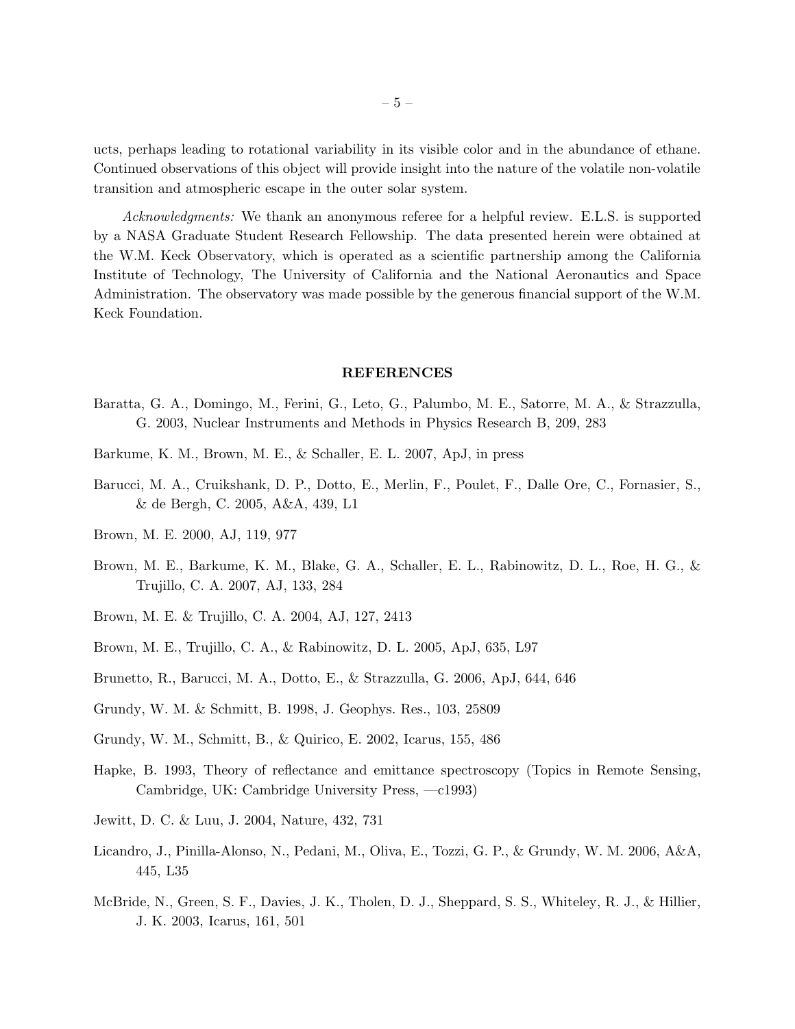ucts, perhaps leading to rotational variability in its visible color and in the abundance of ethane. Continued observations of this object will provide insight into the nature of the volatile non-volatile transition and atmospheric escape in the outer solar system.

*Acknowledgments:* We thank an anonymous referee for a helpful review. E.L.S. is supported by a NASA Graduate Student Research Fellowship. The data presented herein were obtained at the W.M. Keck Observatory, which is operated as a scientific partnership among the California Institute of Technology, The University of California and the National Aeronautics and Space Administration. The observatory was made possible by the generous financial support of the W.M. Keck Foundation.

## REFERENCES

Baratta, G. A., Domingo, M., Ferini, G., Leto, G., Palumbo, M. E., Satorre, M. A., & Strazzulla, G. 2003, Nuclear Instruments and Methods in Physics Research B, 209, 283

Barkume, K. M., Brown, M. E., & Schaller, E. L. 2007, ApJ, in press

Barucci, M. A., Cruikshank, D. P., Dotto, E., Merlin, F., Poulet, F., Dalle Ore, C., Fornasier, S., & de Bergh, C. 2005, A&A, 439, L1

Brown, M. E. 2000, AJ, 119, 977

Brown, M. E., Barkume, K. M., Blake, G. A., Schaller, E. L., Rabinowitz, D. L., Roe, H. G., & Trujillo, C. A. 2007, AJ, 133, 284

Brown, M. E. & Trujillo, C. A. 2004, AJ, 127, 2413

Brown, M. E., Trujillo, C. A., & Rabinowitz, D. L. 2005, ApJ, 635, L97

Brunetto, R., Barucci, M. A., Dotto, E., & Strazzulla, G. 2006, ApJ, 644, 646

Grundy, W. M. & Schmitt, B. 1998, J. Geophys. Res., 103, 25809

Grundy, W. M., Schmitt, B., & Quirico, E. 2002, Icarus, 155, 486

Hapke, B. 1993, Theory of reflectance and emittance spectroscopy (Topics in Remote Sensing, Cambridge, UK: Cambridge University Press, —c1993)

Jewitt, D. C. & Luu, J. 2004, Nature, 432, 731

Licandro, J., Pinilla-Alonso, N., Pedani, M., Oliva, E., Tozzi, G. P., & Grundy, W. M. 2006, A&A, 445, L35

McBride, N., Green, S. F., Davies, J. K., Tholen, D. J., Sheppard, S. S., Whiteley, R. J., & Hillier, J. K. 2003, Icarus, 161, 501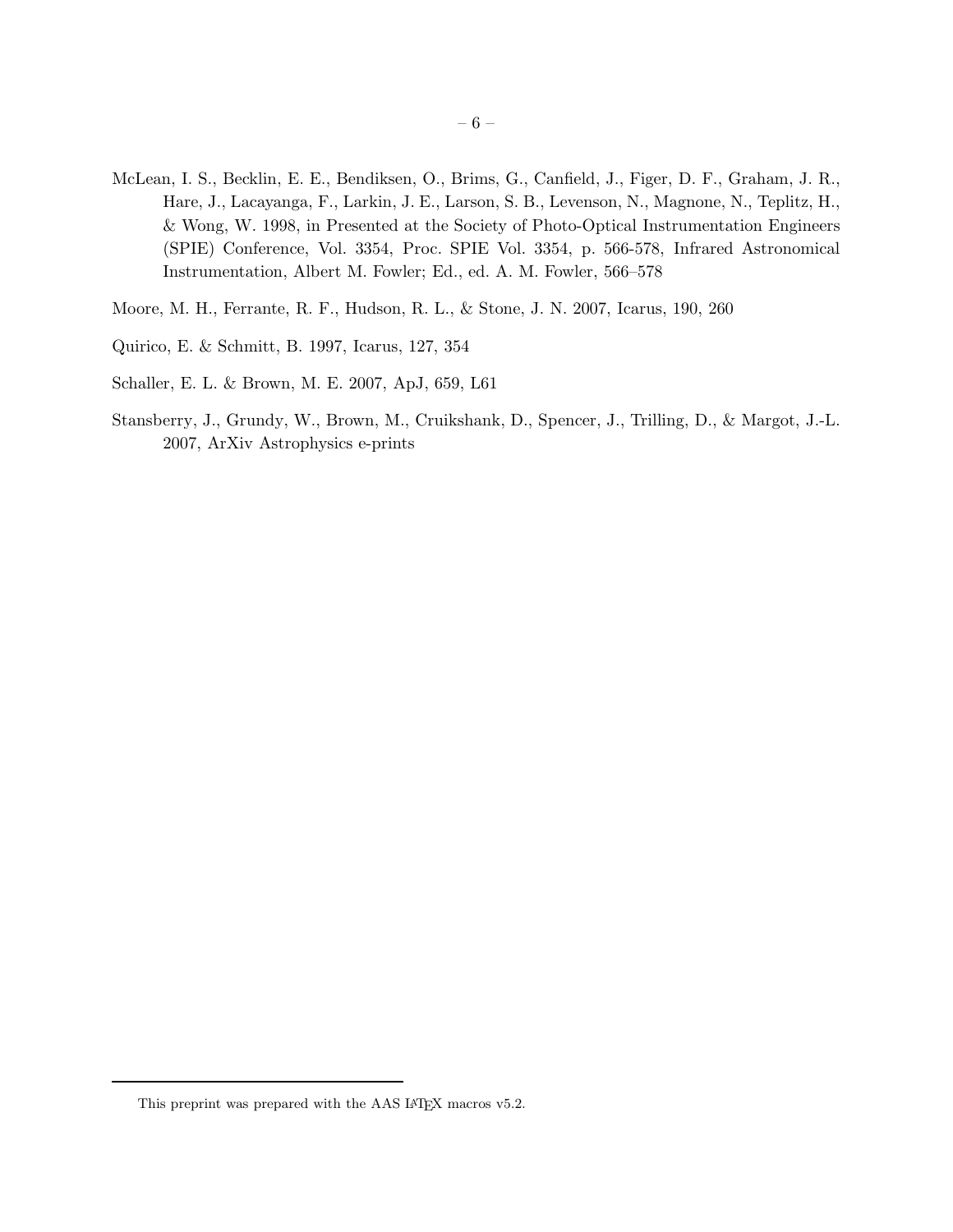McLean, I. S., Becklin, E. E., Bendiksen, O., Brims, G., Canfield, J., Figer, D. F., Graham, J. R., Hare, J., Lacayanga, F., Larkin, J. E., Larson, S. B., Levenson, N., Magnone, N., Teplitz, H., & Wong, W. 1998, in Presented at the Society of Photo-Optical Instrumentation Engineers (SPIE) Conference, Vol. 3354, Proc. SPIE Vol. 3354, p. 566-578, Infrared Astronomical Instrumentation, Albert M. Fowler; Ed., ed. A. M. Fowler, 566–578

Moore, M. H., Ferrante, R. F., Hudson, R. L., & Stone, J. N. 2007, Icarus, 190, 260

Quirico, E. & Schmitt, B. 1997, Icarus, 127, 354

Schaller, E. L. & Brown, M. E. 2007, ApJ, 659, L61

Stansberry, J., Grundy, W., Brown, M., Cruikshank, D., Spencer, J., Trilling, D., & Margot, J.-L. 2007, ArXiv Astrophysics e-prints

This preprint was prepared with the AAS LaTeX macros v5.2.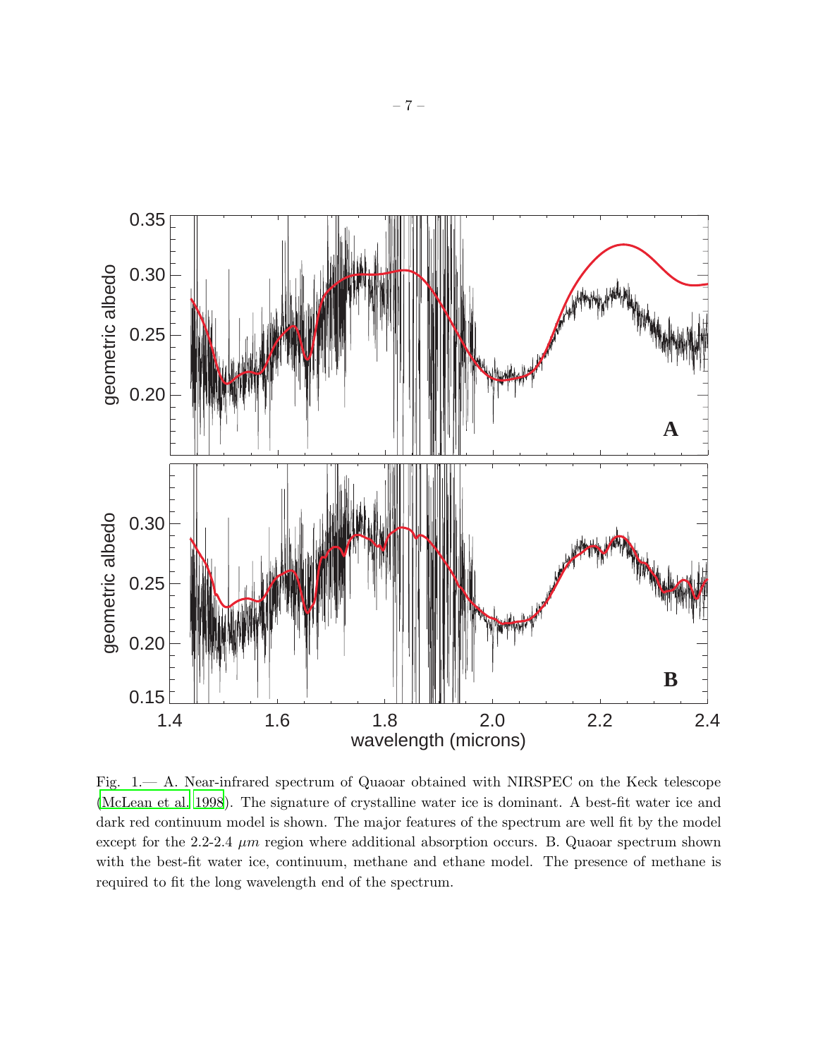Fig. 1.— A. Near-infrared spectrum of Quaoar obtained with NIRSPEC on the Keck telescope (McLean et al. 1998). The signature of crystalline water ice is dominant. A best-fit water ice and dark red continuum model is shown. The major features of the spectrum are well fit by the model except for the 2.2-2.4 $\mu m$ region where additional absorption occurs. B. Quaoar spectrum shown with the best-fit water ice, continuum, methane and ethane model. The presence of methane is required to fit the long wavelength end of the spectrum.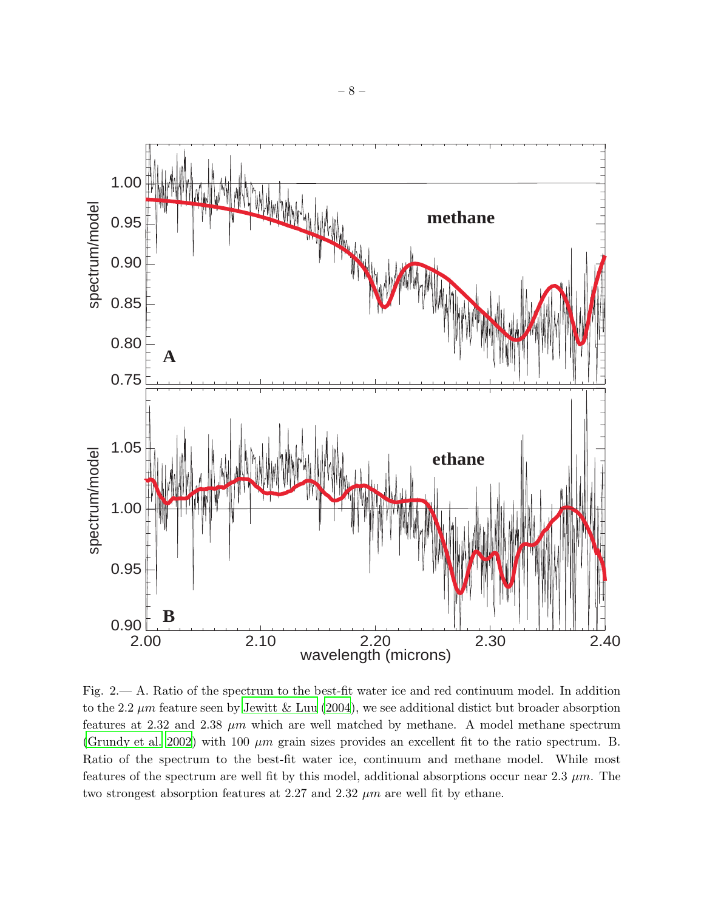methane

A

spectrum/model

1.00
0.95
0.90
0.85
0.80
0.75

ethane

B

spectrum/model

1.05
1.00
0.95
0.90

2.00 2.10 2.20 2.30 2.40

wavelength (microns)

Fig. 2.— A. Ratio of the spectrum to the best-fit water ice and red continuum model. In addition to the 2.2 $\mu m$ feature seen by Jewitt & Luu (2004), we see additional distict but broader absorption features at 2.32 and 2.38 $\mu m$ which are well matched by methane. A model methane spectrum (Grundy et al. 2002) with 100 $\mu m$ grain sizes provides an excellent fit to the ratio spectrum. B. Ratio of the spectrum to the best-fit water ice, continuum and methane model. While most features of the spectrum are well fit by this model, additional absorptions occur near 2.3 $\mu m$. The two strongest absorption features at 2.27 and 2.32 $\mu m$ are well fit by ethane.